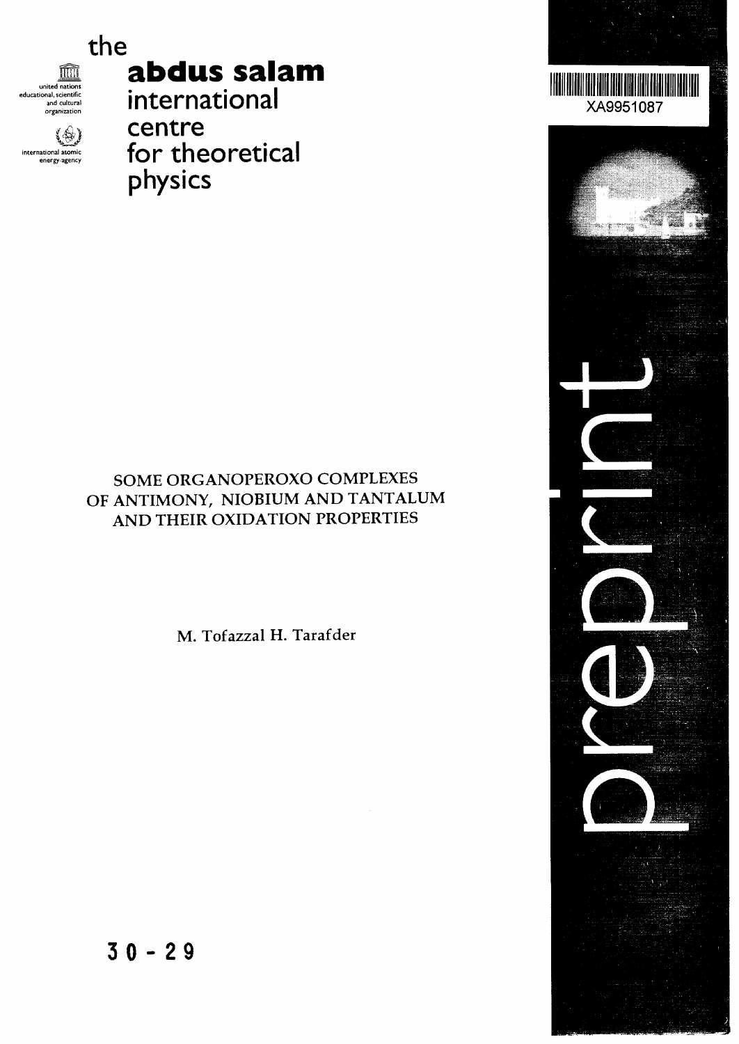the

**abdus salam**
international
centre
for theoretical
physics

united nations educational, scientific and cultural organization

international atomic energy agency

XA9951087

# SOME ORGANOPEROXO COMPLEXES OF ANTIMONY, NIOBIUM AND TANTALUM AND THEIR OXIDATION PROPERTIES

M. Tofazzal H. Tarafder

preprint

30 - 29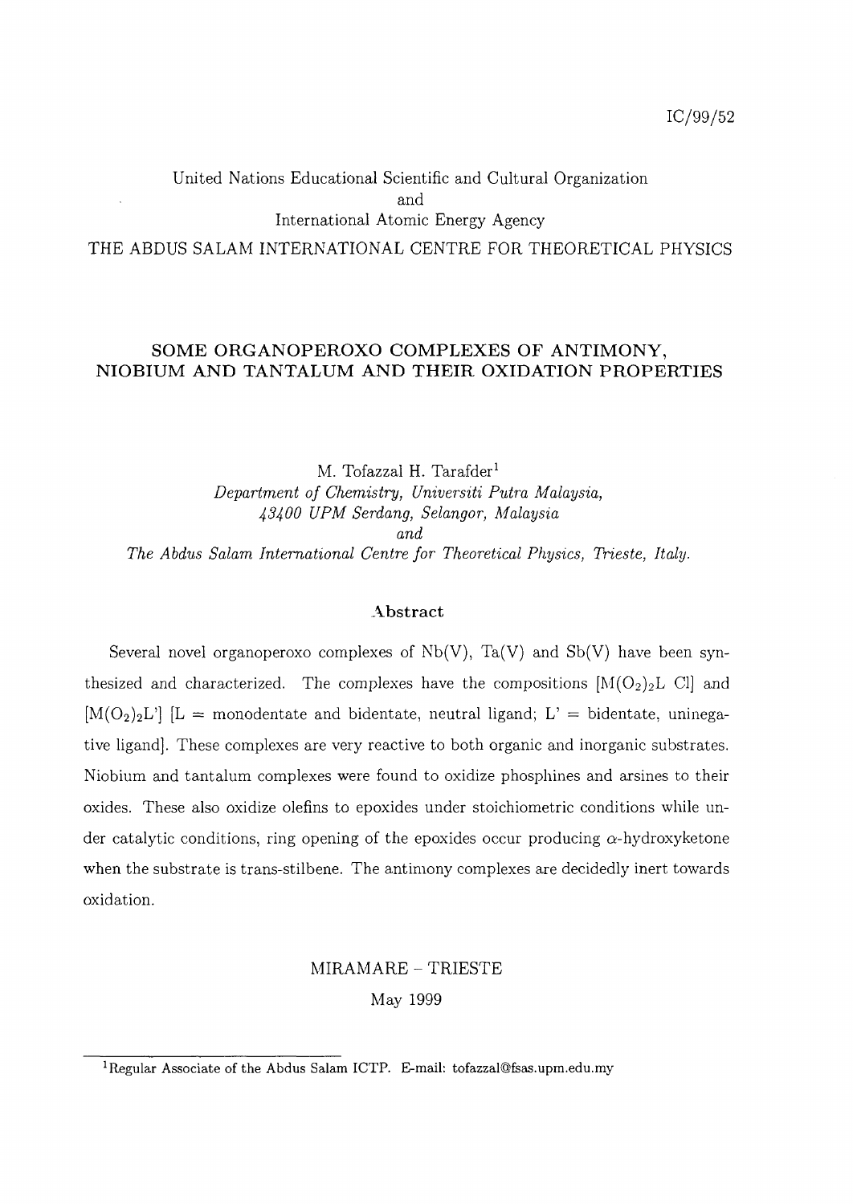IC/99/52

United Nations Educational Scientific and Cultural Organization
and
International Atomic Energy Agency

THE ABDUS SALAM INTERNATIONAL CENTRE FOR THEORETICAL PHYSICS

# SOME ORGANOPEROXO COMPLEXES OF ANTIMONY, NIOBIUM AND TANTALUM AND THEIR OXIDATION PROPERTIES

M. Tofazzal H. Tarafder[1]
*Department of Chemistry, Universiti Putra Malaysia,*
*43400 UPM Serdang, Selangor, Malaysia*
*and*
*The Abdus Salam International Centre for Theoretical Physics, Trieste, Italy.*

## Abstract

Several novel organoperoxo complexes of Nb(V), Ta(V) and Sb(V) have been synthesized and characterized. The complexes have the compositions $[M(O_2)_2L\ Cl]$ and $[M(O_2)_2L']$ [L = monodentate and bidentate, neutral ligand; L' = bidentate, uninegative ligand]. These complexes are very reactive to both organic and inorganic substrates. Niobium and tantalum complexes were found to oxidize phosphines and arsines to their oxides. These also oxidize olefins to epoxides under stoichiometric conditions while under catalytic conditions, ring opening of the epoxides occur producing $\alpha$-hydroxyketone when the substrate is trans-stilbene. The antimony complexes are decidedly inert towards oxidation.

MIRAMARE – TRIESTE

May 1999

[1] Regular Associate of the Abdus Salam ICTP. E-mail: tofazzal@fsas.upm.edu.my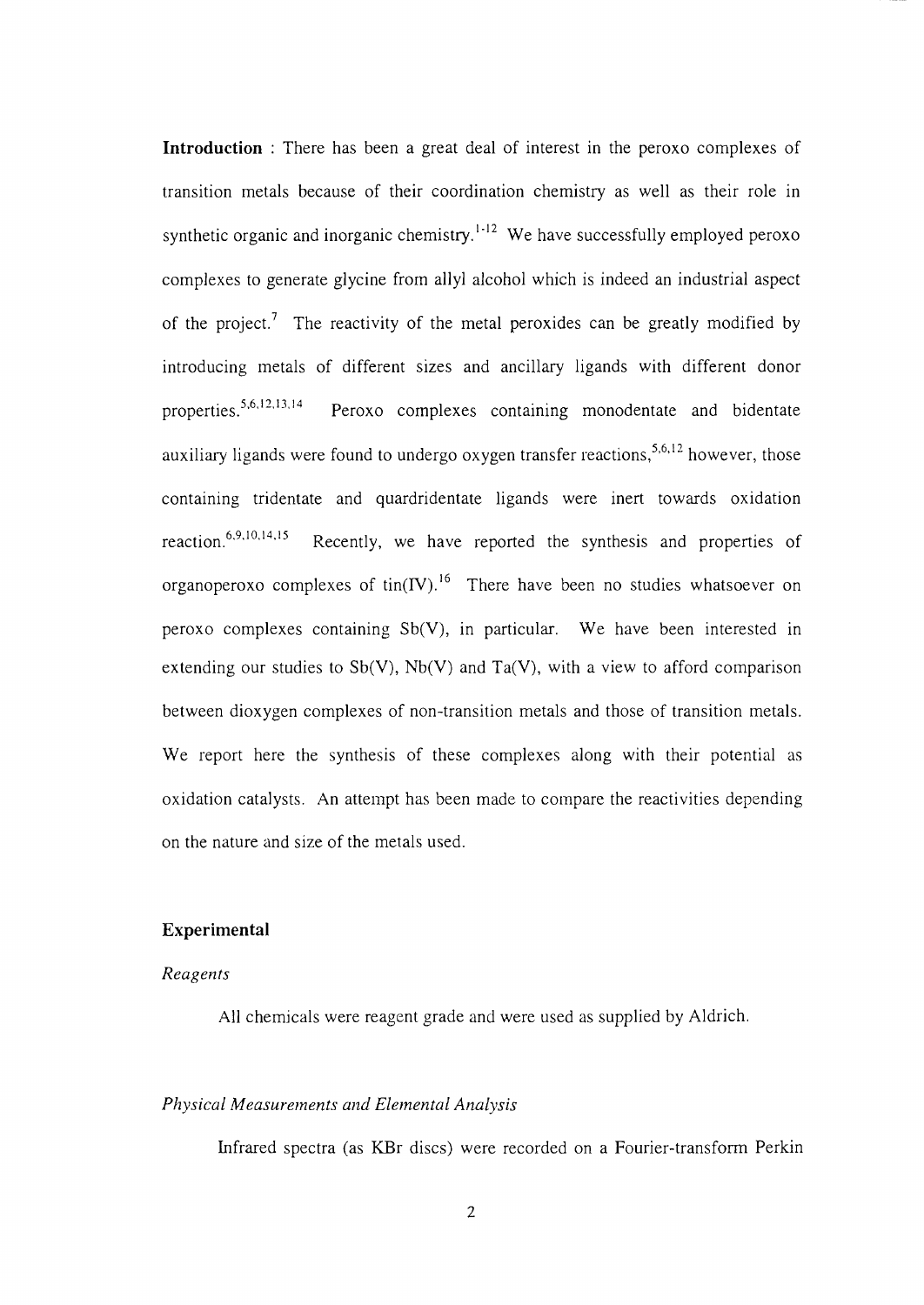**Introduction** : There has been a great deal of interest in the peroxo complexes of transition metals because of their coordination chemistry as well as their role in synthetic organic and inorganic chemistry.[1-12] We have successfully employed peroxo complexes to generate glycine from allyl alcohol which is indeed an industrial aspect of the project.[7] The reactivity of the metal peroxides can be greatly modified by introducing metals of different sizes and ancillary ligands with different donor properties.[5,6,12,13,14] Peroxo complexes containing monodentate and bidentate auxiliary ligands were found to undergo oxygen transfer reactions,[5,6,12] however, those containing tridentate and quardridentate ligands were inert towards oxidation reaction.[6,9,10,14,15] Recently, we have reported the synthesis and properties of organoperoxo complexes of tin(IV).[16] There have been no studies whatsoever on peroxo complexes containing Sb(V), in particular. We have been interested in extending our studies to Sb(V), Nb(V) and Ta(V), with a view to afford comparison between dioxygen complexes of non-transition metals and those of transition metals. We report here the synthesis of these complexes along with their potential as oxidation catalysts. An attempt has been made to compare the reactivities depending on the nature and size of the metals used.

## Experimental

### *Reagents*

All chemicals were reagent grade and were used as supplied by Aldrich.

### *Physical Measurements and Elemental Analysis*

Infrared spectra (as KBr discs) were recorded on a Fourier-transform Perkin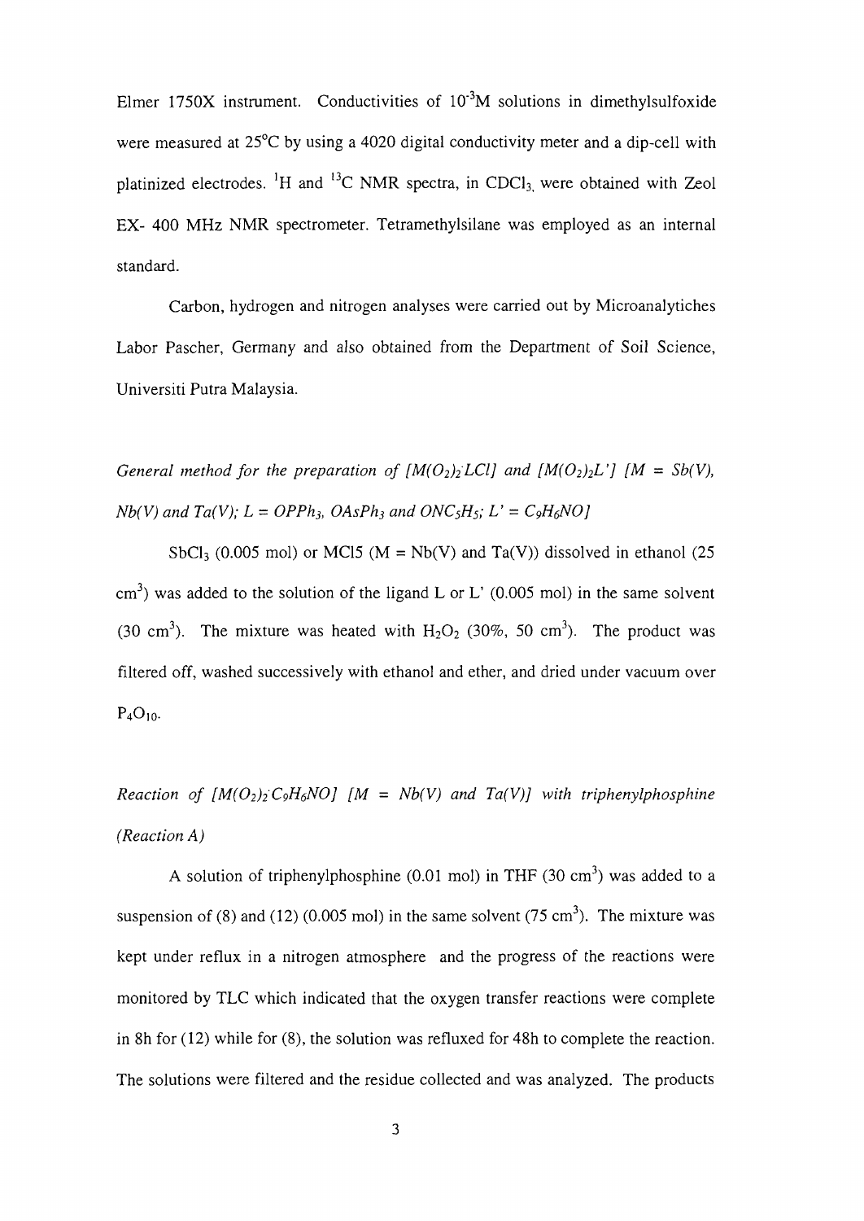Elmer 1750X instrument. Conductivities of $10^{-3}$M solutions in dimethylsulfoxide were measured at 25°C by using a 4020 digital conductivity meter and a dip-cell with platinized electrodes. $^1$H and $^{13}$C NMR spectra, in $CDCl_3$, were obtained with Zeol EX- 400 MHz NMR spectrometer. Tetramethylsilane was employed as an internal standard.

Carbon, hydrogen and nitrogen analyses were carried out by Microanalytiches Labor Pascher, Germany and also obtained from the Department of Soil Science, Universiti Putra Malaysia.

*General method for the preparation of $[M(O_2)_2LCl]$ and $[M(O_2)_2L']$ [M = Sb(V), Nb(V) and Ta(V); L = $OPPh_3$, $OAsPh_3$ and $ONC_5H_5$; L' = $C_9H_6NO$]*

$SbCl_3$ (0.005 mol) or MCl5 (M = Nb(V) and Ta(V)) dissolved in ethanol (25 $cm^3$) was added to the solution of the ligand L or L' (0.005 mol) in the same solvent (30 $cm^3$). The mixture was heated with $H_2O_2$ (30%, 50 $cm^3$). The product was filtered off, washed successively with ethanol and ether, and dried under vacuum over $P_4O_{10}$.

*Reaction of $[M(O_2)_2C_9H_6NO]$ [M = Nb(V) and Ta(V)] with triphenylphosphine (Reaction A)*

A solution of triphenylphosphine (0.01 mol) in THF (30 $cm^3$) was added to a suspension of (8) and (12) (0.005 mol) in the same solvent (75 $cm^3$). The mixture was kept under reflux in a nitrogen atmosphere and the progress of the reactions were monitored by TLC which indicated that the oxygen transfer reactions were complete in 8h for (12) while for (8), the solution was refluxed for 48h to complete the reaction. The solutions were filtered and the residue collected and was analyzed. The products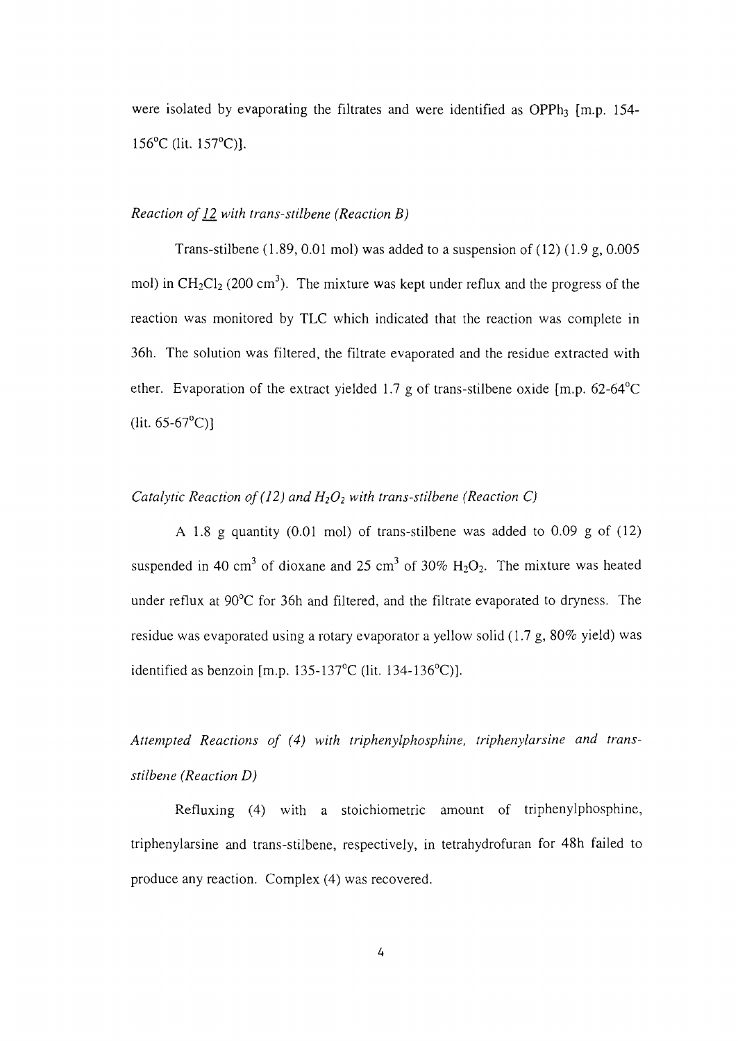were isolated by evaporating the filtrates and were identified as $OPPh_3$ [m.p. 154-156°C (lit. 157°C)].

*Reaction of 12 with trans-stilbene (Reaction B)*

Trans-stilbene (1.89, 0.01 mol) was added to a suspension of (12) (1.9 g, 0.005 mol) in $CH_2Cl_2$ (200 $cm^3$). The mixture was kept under reflux and the progress of the reaction was monitored by TLC which indicated that the reaction was complete in 36h. The solution was filtered, the filtrate evaporated and the residue extracted with ether. Evaporation of the extract yielded 1.7 g of trans-stilbene oxide [m.p. 62-64°C (lit. 65-67°C)]

*Catalytic Reaction of (12) and $H_2O_2$ with trans-stilbene (Reaction C)*

A 1.8 g quantity (0.01 mol) of trans-stilbene was added to 0.09 g of (12) suspended in 40 $cm^3$ of dioxane and 25 $cm^3$ of 30% $H_2O_2$. The mixture was heated under reflux at 90°C for 36h and filtered, and the filtrate evaporated to dryness. The residue was evaporated using a rotary evaporator a yellow solid (1.7 g, 80% yield) was identified as benzoin [m.p. 135-137°C (lit. 134-136°C)].

*Attempted Reactions of (4) with triphenylphosphine, triphenylarsine and trans-stilbene (Reaction D)*

Refluxing (4) with a stoichiometric amount of triphenylphosphine, triphenylarsine and trans-stilbene, respectively, in tetrahydrofuran for 48h failed to produce any reaction. Complex (4) was recovered.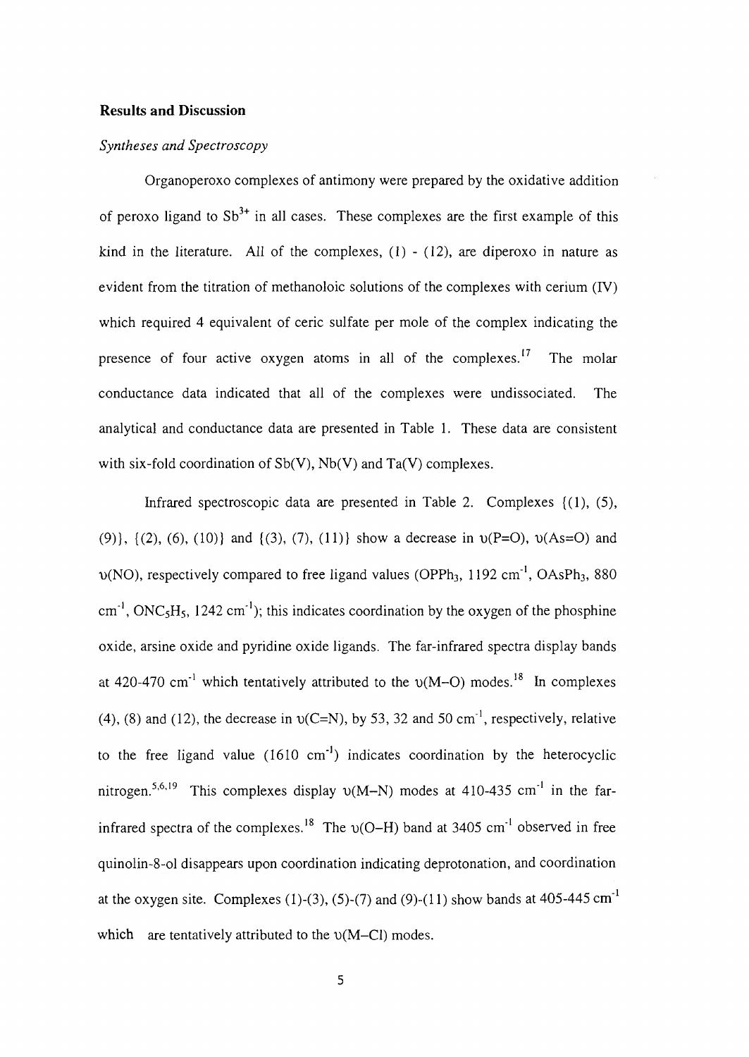## Results and Discussion

### *Syntheses and Spectroscopy*

Organoperoxo complexes of antimony were prepared by the oxidative addition of peroxo ligand to $Sb^{3+}$ in all cases. These complexes are the first example of this kind in the literature. All of the complexes, (1) - (12), are diperoxo in nature as evident from the titration of methanoloic solutions of the complexes with cerium (IV) which required 4 equivalent of ceric sulfate per mole of the complex indicating the presence of four active oxygen atoms in all of the complexes.[17] The molar conductance data indicated that all of the complexes were undissociated. The analytical and conductance data are presented in Table 1. These data are consistent with six-fold coordination of Sb(V), Nb(V) and Ta(V) complexes.

Infrared spectroscopic data are presented in Table 2. Complexes {(1), (5), (9)}, {(2), (6), (10)} and {(3), (7), (11)} show a decrease in υ(P=O), υ(As=O) and υ(NO), respectively compared to free ligand values ($OPPh_3$, 1192 $cm^{-1}$, $OAsPh_3$, 880 $cm^{-1}$, $ONC_5H_5$, 1242 $cm^{-1}$); this indicates coordination by the oxygen of the phosphine oxide, arsine oxide and pyridine oxide ligands. The far-infrared spectra display bands at 420-470 $cm^{-1}$ which tentatively attributed to the υ(M–O) modes.[18] In complexes (4), (8) and (12), the decrease in υ(C=N), by 53, 32 and 50 $cm^{-1}$, respectively, relative to the free ligand value (1610 $cm^{-1}$) indicates coordination by the heterocyclic nitrogen.[5,6,19] This complexes display υ(M–N) modes at 410-435 $cm^{-1}$ in the far-infrared spectra of the complexes.[18] The υ(O–H) band at 3405 $cm^{-1}$ observed in free quinolin-8-ol disappears upon coordination indicating deprotonation, and coordination at the oxygen site. Complexes (1)-(3), (5)-(7) and (9)-(11) show bands at 405-445 $cm^{-1}$ which are tentatively attributed to the υ(M–Cl) modes.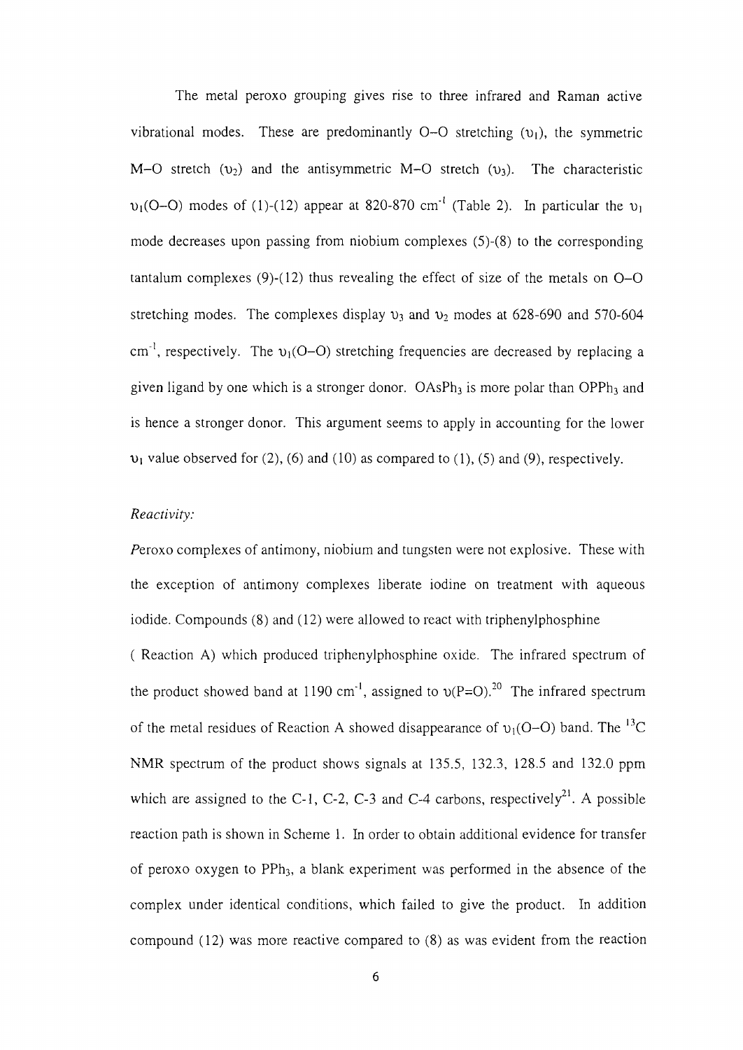The metal peroxo grouping gives rise to three infrared and Raman active vibrational modes. These are predominantly O–O stretching ($\upsilon_1$), the symmetric M–O stretch ($\upsilon_2$) and the antisymmetric M–O stretch ($\upsilon_3$). The characteristic $\upsilon_1$(O–O) modes of (1)-(12) appear at 820-870 $cm^{-1}$ (Table 2). In particular the $\upsilon_1$ mode decreases upon passing from niobium complexes (5)-(8) to the corresponding tantalum complexes (9)-(12) thus revealing the effect of size of the metals on O–O stretching modes. The complexes display $\upsilon_3$ and $\upsilon_2$ modes at 628-690 and 570-604 $cm^{-1}$, respectively. The $\upsilon_1$(O–O) stretching frequencies are decreased by replacing a given ligand by one which is a stronger donor. $OAsPh_3$ is more polar than $OPPh_3$ and is hence a stronger donor. This argument seems to apply in accounting for the lower $\upsilon_1$ value observed for (2), (6) and (10) as compared to (1), (5) and (9), respectively.

*Reactivity:*

*P*eroxo complexes of antimony, niobium and tungsten were not explosive. These with the exception of antimony complexes liberate iodine on treatment with aqueous iodide. Compounds (8) and (12) were allowed to react with triphenylphosphine ( Reaction A) which produced triphenylphosphine oxide. The infrared spectrum of the product showed band at 1190 $cm^{-1}$, assigned to $\upsilon$(P=O).[20] The infrared spectrum of the metal residues of Reaction A showed disappearance of $\upsilon_1$(O–O) band. The $^{13}C$ NMR spectrum of the product shows signals at 135.5, 132.3, 128.5 and 132.0 ppm which are assigned to the C-1, C-2, C-3 and C-4 carbons, respectively[21]. A possible reaction path is shown in Scheme 1. In order to obtain additional evidence for transfer of peroxo oxygen to $PPh_3$, a blank experiment was performed in the absence of the complex under identical conditions, which failed to give the product. In addition compound (12) was more reactive compared to (8) as was evident from the reaction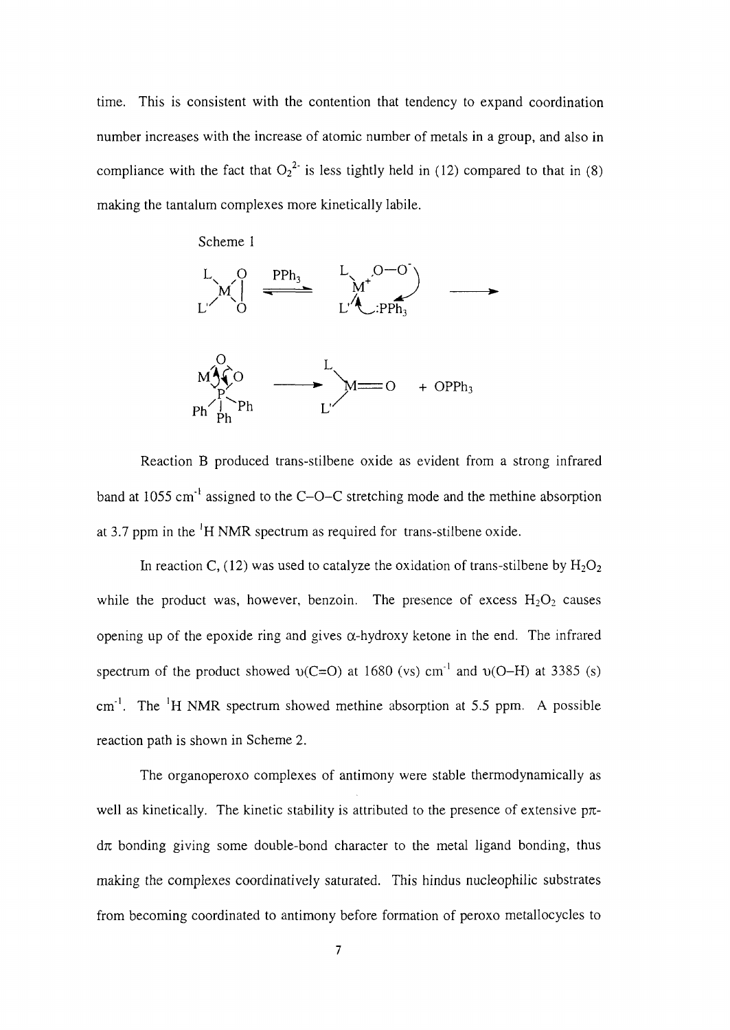time. This is consistent with the contention that tendency to expand coordination number increases with the increase of atomic number of metals in a group, and also in compliance with the fact that $O_2^{2-}$ is less tightly held in (12) compared to that in (8) making the tantalum complexes more kinetically labile.

Scheme 1

Reaction B produced trans-stilbene oxide as evident from a strong infrared band at 1055 $cm^{-1}$ assigned to the C–O–C stretching mode and the methine absorption at 3.7 ppm in the $^{1}H$ NMR spectrum as required for trans-stilbene oxide.

In reaction C, (12) was used to catalyze the oxidation of trans-stilbene by $H_2O_2$ while the product was, however, benzoin. The presence of excess $H_2O_2$ causes opening up of the epoxide ring and gives α-hydroxy ketone in the end. The infrared spectrum of the product showed υ(C=O) at 1680 (vs) $cm^{-1}$ and υ(O–H) at 3385 (s) $cm^{-1}$. The $^{1}H$ NMR spectrum showed methine absorption at 5.5 ppm. A possible reaction path is shown in Scheme 2.

The organoperoxo complexes of antimony were stable thermodynamically as well as kinetically. The kinetic stability is attributed to the presence of extensive pπ-dπ bonding giving some double-bond character to the metal ligand bonding, thus making the complexes coordinatively saturated. This hindus nucleophilic substrates from becoming coordinated to antimony before formation of peroxo metallocycles to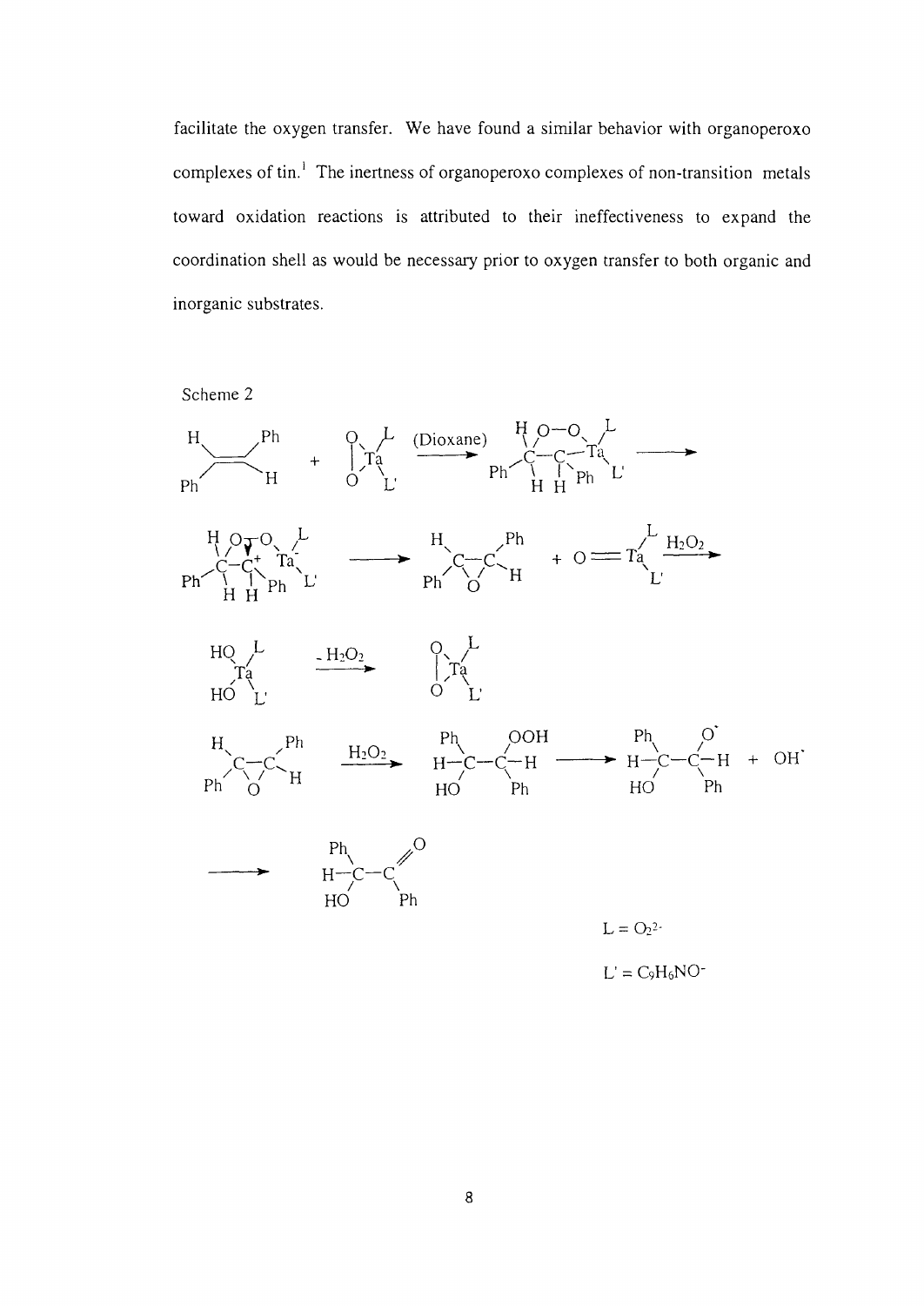facilitate the oxygen transfer. We have found a similar behavior with organoperoxo complexes of tin.[1] The inertness of organoperoxo complexes of non-transition metals toward oxidation reactions is attributed to their ineffectiveness to expand the coordination shell as would be necessary prior to oxygen transfer to both organic and inorganic substrates.

Scheme 2

$L = O_2^{2-}$

$L' = C_9H_6NO^-$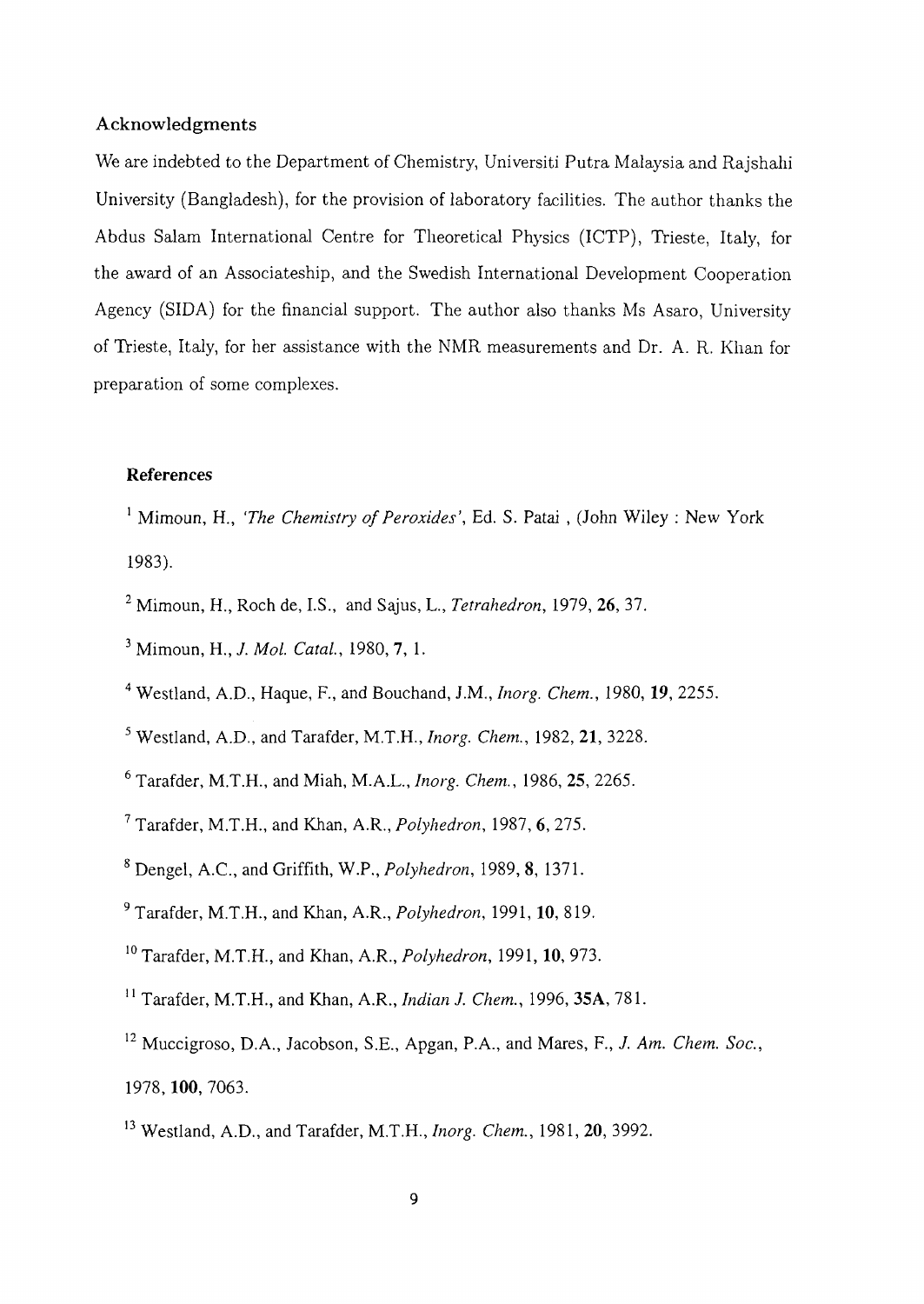## Acknowledgments

We are indebted to the Department of Chemistry, Universiti Putra Malaysia and Rajshahi University (Bangladesh), for the provision of laboratory facilities. The author thanks the Abdus Salam International Centre for Theoretical Physics (ICTP), Trieste, Italy, for the award of an Associateship, and the Swedish International Development Cooperation Agency (SIDA) for the financial support. The author also thanks Ms Asaro, University of Trieste, Italy, for her assistance with the NMR measurements and Dr. A. R. Khan for preparation of some complexes.

## References

[1] Mimoun, H., *'The Chemistry of Peroxides'*, Ed. S. Patai , (John Wiley : New York 1983).

[2] Mimoun, H., Roch de, I.S., and Sajus, L., *Tetrahedron*, 1979, **26**, 37.

[3] Mimoun, H., *J. Mol. Catal.*, 1980, **7**, 1.

[4] Westland, A.D., Haque, F., and Bouchand, J.M., *Inorg. Chem.*, 1980, **19**, 2255.

[5] Westland, A.D., and Tarafder, M.T.H., *Inorg. Chem.*, 1982, **21**, 3228.

[6] Tarafder, M.T.H., and Miah, M.A.L., *Inorg. Chem.*, 1986, **25**, 2265.

[7] Tarafder, M.T.H., and Khan, A.R., *Polyhedron*, 1987, **6**, 275.

[8] Dengel, A.C., and Griffith, W.P., *Polyhedron*, 1989, **8**, 1371.

[9] Tarafder, M.T.H., and Khan, A.R., *Polyhedron*, 1991, **10**, 819.

[10] Tarafder, M.T.H., and Khan, A.R., *Polyhedron*, 1991, **10**, 973.

[11] Tarafder, M.T.H., and Khan, A.R., *Indian J. Chem.*, 1996, **35A**, 781.

[12] Muccigroso, D.A., Jacobson, S.E., Apgan, P.A., and Mares, F., *J. Am. Chem. Soc.*, 1978, **100**, 7063.

[13] Westland, A.D., and Tarafder, M.T.H., *Inorg. Chem.*, 1981, **20**, 3992.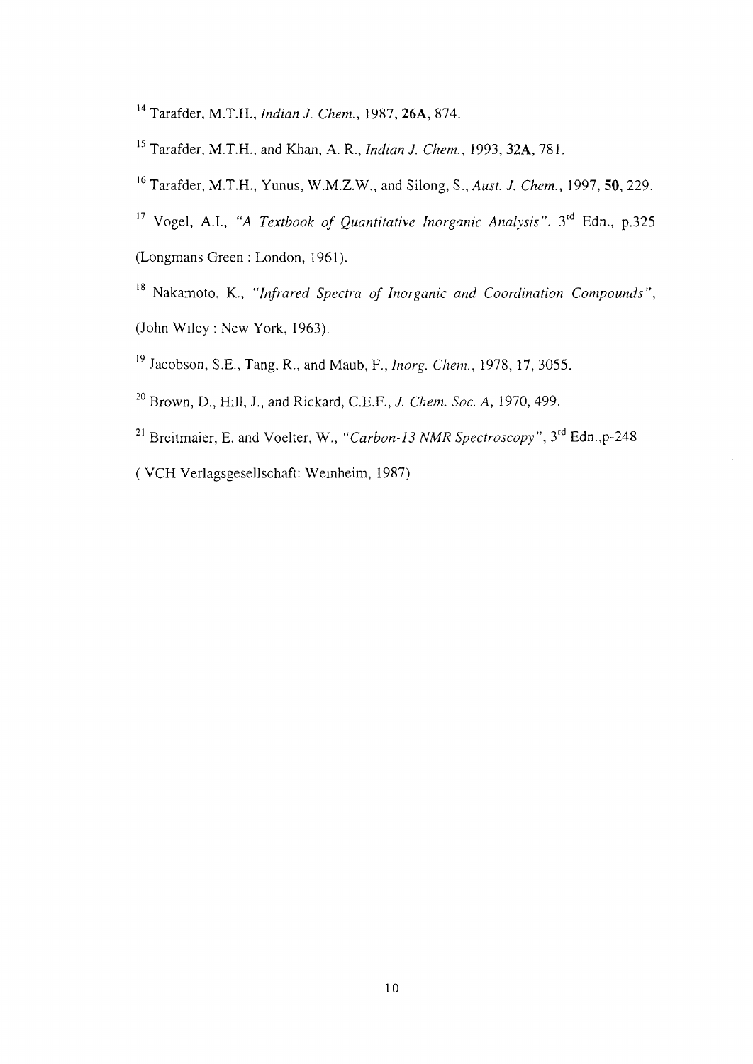[14] Tarafder, M.T.H., *Indian J. Chem.*, 1987, **26A**, 874.

[15] Tarafder, M.T.H., and Khan, A. R., *Indian J. Chem.*, 1993, **32A**, 781.

[16] Tarafder, M.T.H., Yunus, W.M.Z.W., and Silong, S., *Aust. J. Chem.*, 1997, **50**, 229.

[17] Vogel, A.I., *"A Textbook of Quantitative Inorganic Analysis"*, 3rd Edn., p.325 (Longmans Green : London, 1961).

[18] Nakamoto, K., *"Infrared Spectra of Inorganic and Coordination Compounds"*, (John Wiley : New York, 1963).

[19] Jacobson, S.E., Tang, R., and Maub, F., *Inorg. Chem.*, 1978, **17**, 3055.

[20] Brown, D., Hill, J., and Rickard, C.E.F., *J. Chem. Soc. A*, 1970, 499.

[21] Breitmaier, E. and Voelter, W., *"Carbon-13 NMR Spectroscopy"*, 3rd Edn.,p-248 ( VCH Verlagsgesellschaft: Weinheim, 1987)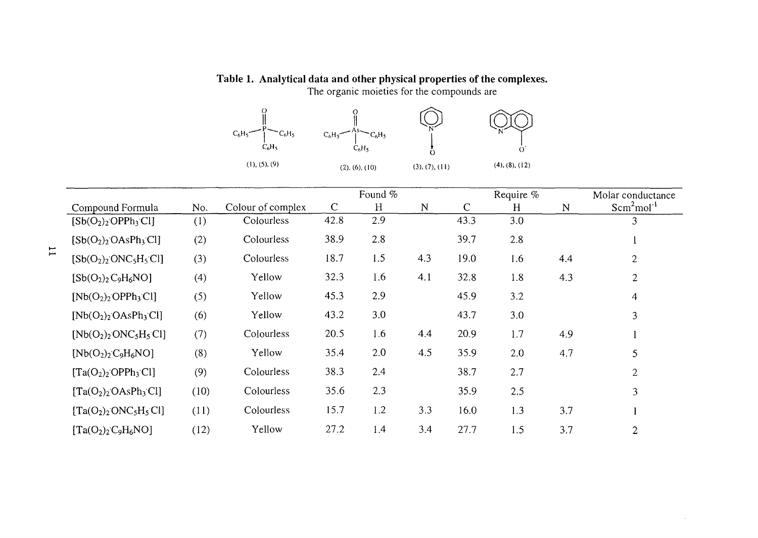**Table 1. Analytical data and other physical properties of the complexes.**

The organic moieties for the compounds are

$(C_6H_5)_3P=O$ (1), (5), (9); $(C_6H_5)_3As=O$ (2), (6), (10); $C_5H_5N\rightarrow O$ (3), (7), (11); 8-quinolinolate $C_9H_6NO^-$ (4), (8), (12)

| Compound Formula | No. | Colour of complex | Found % | | | Require % | | | Molar conductance |
|---|---|---|---|---|---|---|---|---|---|
| | | | C | H | N | C | H | N | $Scm^2mol^{-1}$ |
| $[Sb(O_2)_2 \cdot OPPh_3 \cdot Cl]$ | (1) | Colourless | 42.8 | 2.9 | | 43.3 | 3.0 | | 3 |
| $[Sb(O_2)_2 \cdot OAsPh_3 \cdot Cl]$ | (2) | Colourless | 38.9 | 2.8 | | 39.7 | 2.8 | | 1 |
| $[Sb(O_2)_2 \cdot ONC_5H_5 \cdot Cl]$ | (3) | Colourless | 18.7 | 1.5 | 4.3 | 19.0 | 1.6 | 4.4 | 2 |
| $[Sb(O_2)_2 \cdot C_9H_6NO]$ | (4) | Yellow | 32.3 | 1.6 | 4.1 | 32.8 | 1.8 | 4.3 | 2 |
| $[Nb(O_2)_2 \cdot OPPh_3 \cdot Cl]$ | (5) | Yellow | 45.3 | 2.9 | | 45.9 | 3.2 | | 4 |
| $[Nb(O_2)_2 \cdot OAsPh_3 \cdot Cl]$ | (6) | Yellow | 43.2 | 3.0 | | 43.7 | 3.0 | | 3 |
| $[Nb(O_2)_2 \cdot ONC_5H_5 \cdot Cl]$ | (7) | Colourless | 20.5 | 1.6 | 4.4 | 20.9 | 1.7 | 4.9 | 1 |
| $[Nb(O_2)_2 \cdot C_9H_6NO]$ | (8) | Yellow | 35.4 | 2.0 | 4.5 | 35.9 | 2.0 | 4.7 | 5 |
| $[Ta(O_2)_2 \cdot OPPh_3 \cdot Cl]$ | (9) | Colourless | 38.3 | 2.4 | | 38.7 | 2.7 | | 2 |
| $[Ta(O_2)_2 \cdot OAsPh_3 \cdot Cl]$ | (10) | Colourless | 35.6 | 2.3 | | 35.9 | 2.5 | | 3 |
| $[Ta(O_2)_2 \cdot ONC_5H_5 \cdot Cl]$ | (11) | Colourless | 15.7 | 1.2 | 3.3 | 16.0 | 1.3 | 3.7 | 1 |
| $[Ta(O_2)_2 \cdot C_9H_6NO]$ | (12) | Yellow | 27.2 | 1.4 | 3.4 | 27.7 | 1.5 | 3.7 | 2 |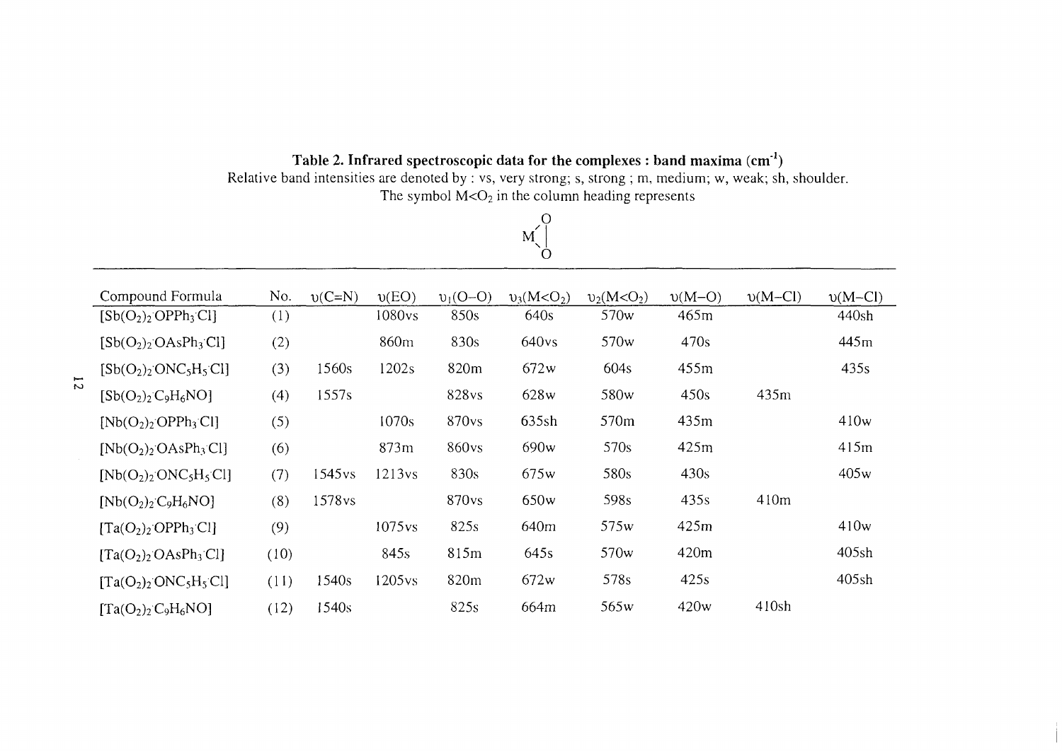**Table 2. Infrared spectroscopic data for the complexes : band maxima ($cm^{-1}$)**

Relative band intensities are denoted by : vs, very strong; s, strong ; m, medium; w, weak; sh, shoulder.
The symbol $M{<}O_2$ in the column heading represents

$$\mathrm{M}\!\left\langle\begin{array}{c}\mathrm{O}\\ |\\ \mathrm{O}\end{array}\right.$$

| Compound Formula | No. | $\upsilon$(C=N) | $\upsilon$(EO) | $\upsilon_1$(O–O) | $\upsilon_3$($M{<}O_2$) | $\upsilon_2$($M{<}O_2$) | $\upsilon$(M–O) | $\upsilon$(M–Cl) | $\upsilon$(M–Cl) |
|---|---|---|---|---|---|---|---|---|---|
| $[Sb(O_2)_2 \cdot OPPh_3 \cdot Cl]$ | (1) | | 1080vs | 850s | 640s | 570w | 465m | | 440sh |
| $[Sb(O_2)_2 \cdot OAsPh_3 \cdot Cl]$ | (2) | | 860m | 830s | 640vs | 570w | 470s | | 445m |
| $[Sb(O_2)_2 \cdot ONC_5H_5 \cdot Cl]$ | (3) | 1560s | 1202s | 820m | 672w | 604s | 455m | | 435s |
| $[Sb(O_2)_2 \cdot C_9H_6NO]$ | (4) | 1557s | | 828vs | 628w | 580w | 450s | 435m | |
| $[Nb(O_2)_2 \cdot OPPh_3 \cdot Cl]$ | (5) | | 1070s | 870vs | 635sh | 570m | 435m | | 410w |
| $[Nb(O_2)_2 \cdot OAsPh_3 \cdot Cl]$ | (6) | | 873m | 860vs | 690w | 570s | 425m | | 415m |
| $[Nb(O_2)_2 \cdot ONC_5H_5 \cdot Cl]$ | (7) | 1545vs | 1213vs | 830s | 675w | 580s | 430s | | 405w |
| $[Nb(O_2)_2 \cdot C_9H_6NO]$ | (8) | 1578vs | | 870vs | 650w | 598s | 435s | 410m | |
| $[Ta(O_2)_2 \cdot OPPh_3 \cdot Cl]$ | (9) | | 1075vs | 825s | 640m | 575w | 425m | | 410w |
| $[Ta(O_2)_2 \cdot OAsPh_3 \cdot Cl]$ | (10) | | 845s | 815m | 645s | 570w | 420m | | 405sh |
| $[Ta(O_2)_2 \cdot ONC_5H_5 \cdot Cl]$ | (11) | 1540s | 1205vs | 820m | 672w | 578s | 425s | | 405sh |
| $[Ta(O_2)_2 \cdot C_9H_6NO]$ | (12) | 1540s | | 825s | 664m | 565w | 420w | 410sh | |